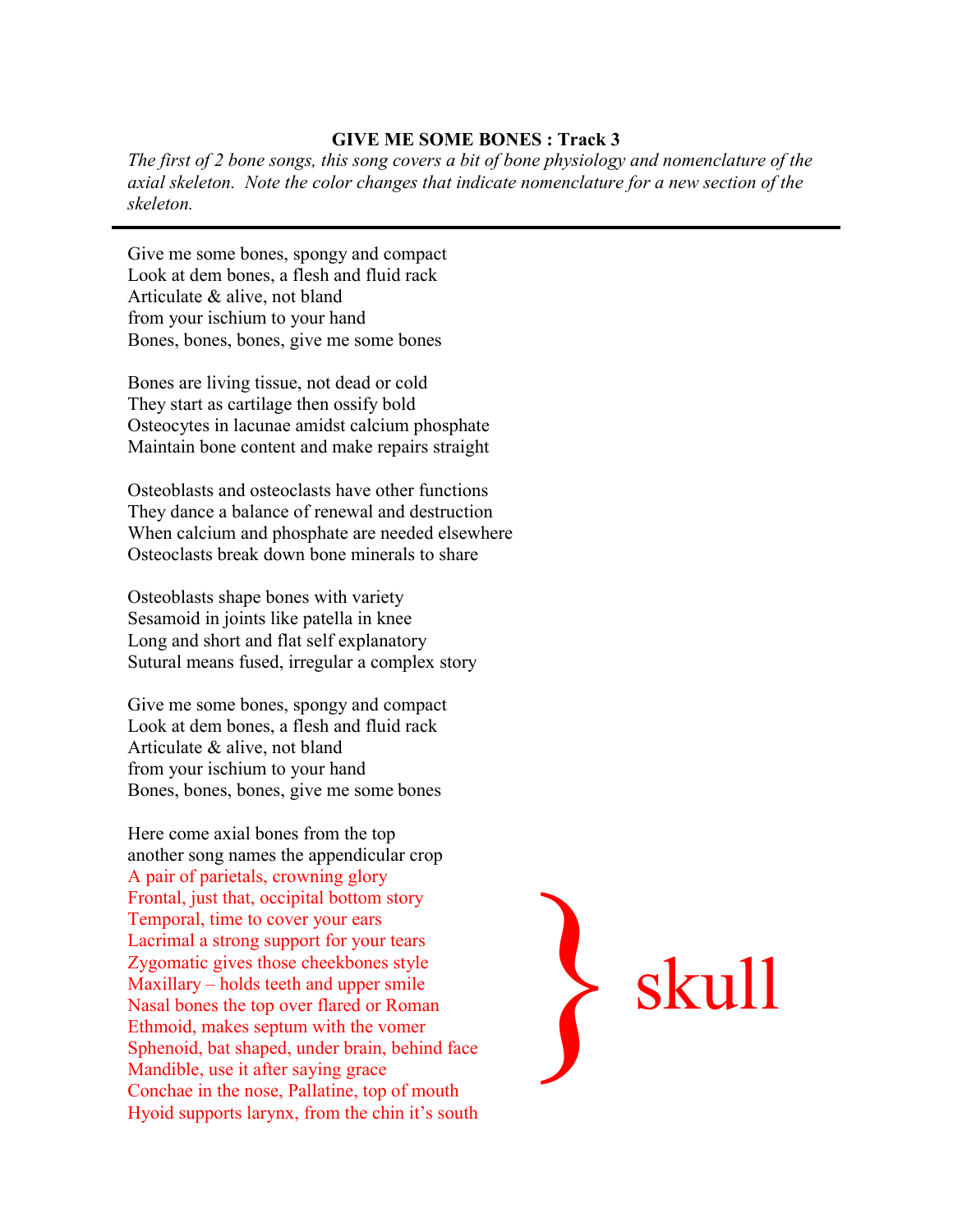**GIVE ME SOME BONES : Track 3**

*The first of 2 bone songs, this song covers a bit of bone physiology and nomenclature of the axial skeleton. Note the color changes that indicate nomenclature for a new section of the skeleton.*

---

Give me some bones, spongy and compact
Look at dem bones, a flesh and fluid rack
Articulate & alive, not bland
from your ischium to your hand
Bones, bones, bones, give me some bones

Bones are living tissue, not dead or cold
They start as cartilage then ossify bold
Osteocytes in lacunae amidst calcium phosphate
Maintain bone content and make repairs straight

Osteoblasts and osteoclasts have other functions
They dance a balance of renewal and destruction
When calcium and phosphate are needed elsewhere
Osteoclasts break down bone minerals to share

Osteoblasts shape bones with variety
Sesamoid in joints like patella in knee
Long and short and flat self explanatory
Sutural means fused, irregular a complex story

Give me some bones, spongy and compact
Look at dem bones, a flesh and fluid rack
Articulate & alive, not bland
from your ischium to your hand
Bones, bones, bones, give me some bones

Here come axial bones from the top
another song names the appendicular crop
A pair of parietals, crowning glory
Frontal, just that, occipital bottom story
Temporal, time to cover your ears
Lacrimal a strong support for your tears
Zygomatic gives those cheekbones style
Maxillary – holds teeth and upper smile
Nasal bones the top over flared or Roman
Ethmoid, makes septum with the vomer
Sphenoid, bat shaped, under brain, behind face
Mandible, use it after saying grace
Conchae in the nose, Pallatine, top of mouth
Hyoid supports larynx, from the chin it's south

} skull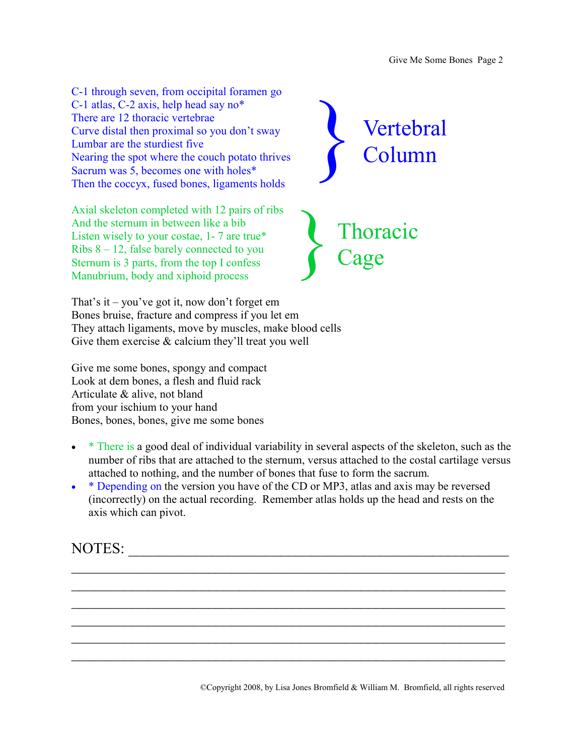C-1 through seven, from occipital foramen go
C-1 atlas, C-2 axis, help head say no*
There are 12 thoracic vertebrae
Curve distal then proximal so you don't sway
Lumbar are the sturdiest five
Nearing the spot where the couch potato thrives
Sacrum was 5, becomes one with holes*
Then the coccyx, fused bones, ligaments holds

} **Vertebral Column**

Axial skeleton completed with 12 pairs of ribs
And the sternum in between like a bib
Listen wisely to your costae, 1- 7 are true*
Ribs 8 – 12, false barely connected to you
Sternum is 3 parts, from the top I confess
Manubrium, body and xiphoid process

} **Thoracic Cage**

That's it – you've got it, now don't forget em
Bones bruise, fracture and compress if you let em
They attach ligaments, move by muscles, make blood cells
Give them exercise & calcium they'll treat you well

Give me some bones, spongy and compact
Look at dem bones, a flesh and fluid rack
Articulate & alive, not bland
from your ischium to your hand
Bones, bones, bones, give me some bones

- * There is a good deal of individual variability in several aspects of the skeleton, such as the number of ribs that are attached to the sternum, versus attached to the costal cartilage versus attached to nothing, and the number of bones that fuse to form the sacrum.
- * Depending on the version you have of the CD or MP3, atlas and axis may be reversed (incorrectly) on the actual recording. Remember atlas holds up the head and rests on the axis which can pivot.

NOTES: ______________________________________________________

______________________________________________________________

______________________________________________________________

______________________________________________________________

______________________________________________________________

______________________________________________________________

______________________________________________________________

©Copyright 2008, by Lisa Jones Bromfield & William M. Bromfield, all rights reserved